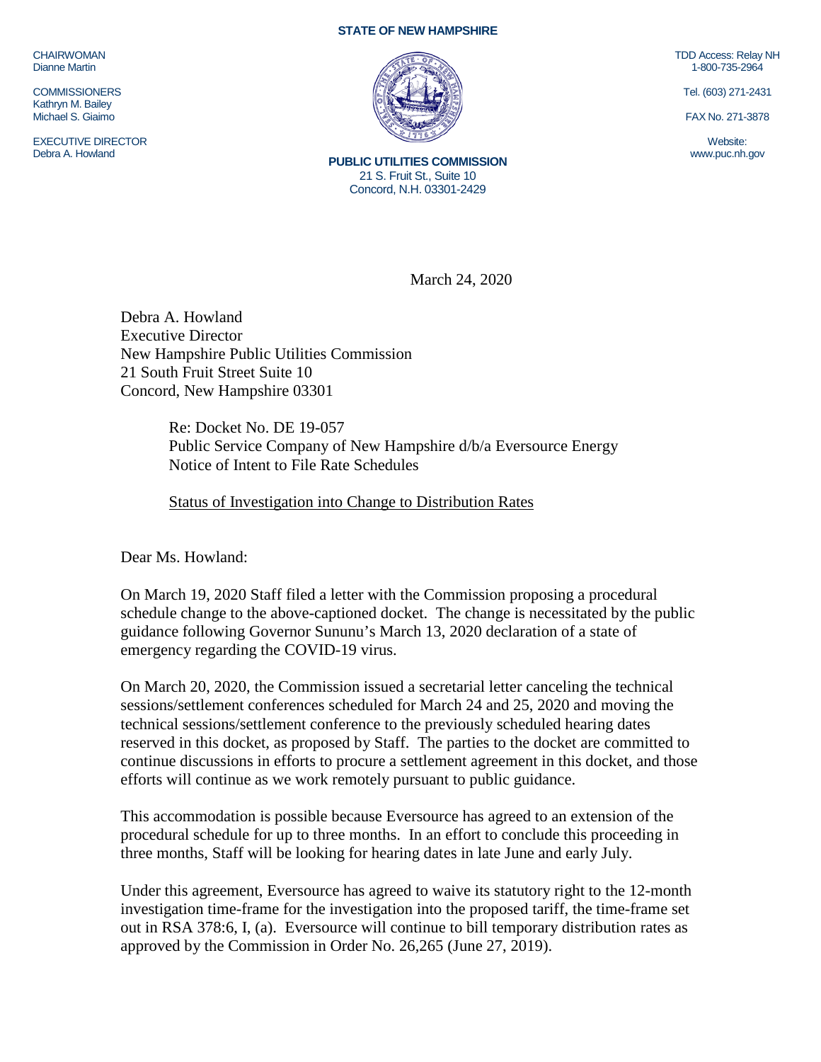CHAIRWOMAN
Dianne Martin

COMMISSIONERS
Kathryn M. Bailey
Michael S. Giaimo

EXECUTIVE DIRECTOR
Debra A. Howland

**STATE OF NEW HAMPSHIRE**

**PUBLIC UTILITIES COMMISSION**
21 S. Fruit St., Suite 10
Concord, N.H. 03301-2429

TDD Access: Relay NH
1-800-735-2964

Tel. (603) 271-2431

FAX No. 271-3878

Website:
www.puc.nh.gov

March 24, 2020

Debra A. Howland
Executive Director
New Hampshire Public Utilities Commission
21 South Fruit Street Suite 10
Concord, New Hampshire 03301

Re: Docket No. DE 19-057
Public Service Company of New Hampshire d/b/a Eversource Energy
Notice of Intent to File Rate Schedules

Status of Investigation into Change to Distribution Rates

Dear Ms. Howland:

On March 19, 2020 Staff filed a letter with the Commission proposing a procedural schedule change to the above-captioned docket. The change is necessitated by the public guidance following Governor Sununu's March 13, 2020 declaration of a state of emergency regarding the COVID-19 virus.

On March 20, 2020, the Commission issued a secretarial letter canceling the technical sessions/settlement conferences scheduled for March 24 and 25, 2020 and moving the technical sessions/settlement conference to the previously scheduled hearing dates reserved in this docket, as proposed by Staff. The parties to the docket are committed to continue discussions in efforts to procure a settlement agreement in this docket, and those efforts will continue as we work remotely pursuant to public guidance.

This accommodation is possible because Eversource has agreed to an extension of the procedural schedule for up to three months. In an effort to conclude this proceeding in three months, Staff will be looking for hearing dates in late June and early July.

Under this agreement, Eversource has agreed to waive its statutory right to the 12-month investigation time-frame for the investigation into the proposed tariff, the time-frame set out in RSA 378:6, I, (a). Eversource will continue to bill temporary distribution rates as approved by the Commission in Order No. 26,265 (June 27, 2019).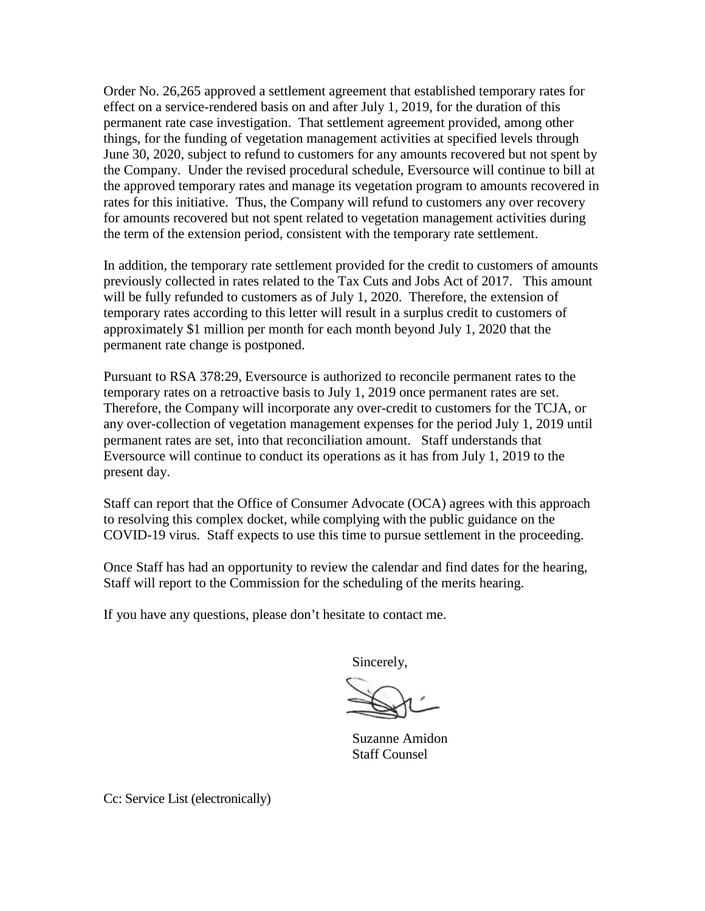Order No. 26,265 approved a settlement agreement that established temporary rates for effect on a service-rendered basis on and after July 1, 2019, for the duration of this permanent rate case investigation. That settlement agreement provided, among other things, for the funding of vegetation management activities at specified levels through June 30, 2020, subject to refund to customers for any amounts recovered but not spent by the Company. Under the revised procedural schedule, Eversource will continue to bill at the approved temporary rates and manage its vegetation program to amounts recovered in rates for this initiative. Thus, the Company will refund to customers any over recovery for amounts recovered but not spent related to vegetation management activities during the term of the extension period, consistent with the temporary rate settlement.

In addition, the temporary rate settlement provided for the credit to customers of amounts previously collected in rates related to the Tax Cuts and Jobs Act of 2017. This amount will be fully refunded to customers as of July 1, 2020. Therefore, the extension of temporary rates according to this letter will result in a surplus credit to customers of approximately $1 million per month for each month beyond July 1, 2020 that the permanent rate change is postponed.

Pursuant to RSA 378:29, Eversource is authorized to reconcile permanent rates to the temporary rates on a retroactive basis to July 1, 2019 once permanent rates are set. Therefore, the Company will incorporate any over-credit to customers for the TCJA, or any over-collection of vegetation management expenses for the period July 1, 2019 until permanent rates are set, into that reconciliation amount. Staff understands that Eversource will continue to conduct its operations as it has from July 1, 2019 to the present day.

Staff can report that the Office of Consumer Advocate (OCA) agrees with this approach to resolving this complex docket, while complying with the public guidance on the COVID-19 virus. Staff expects to use this time to pursue settlement in the proceeding.

Once Staff has had an opportunity to review the calendar and find dates for the hearing, Staff will report to the Commission for the scheduling of the merits hearing.

If you have any questions, please don't hesitate to contact me.

Sincerely,

Suzanne Amidon
Staff Counsel

Cc: Service List (electronically)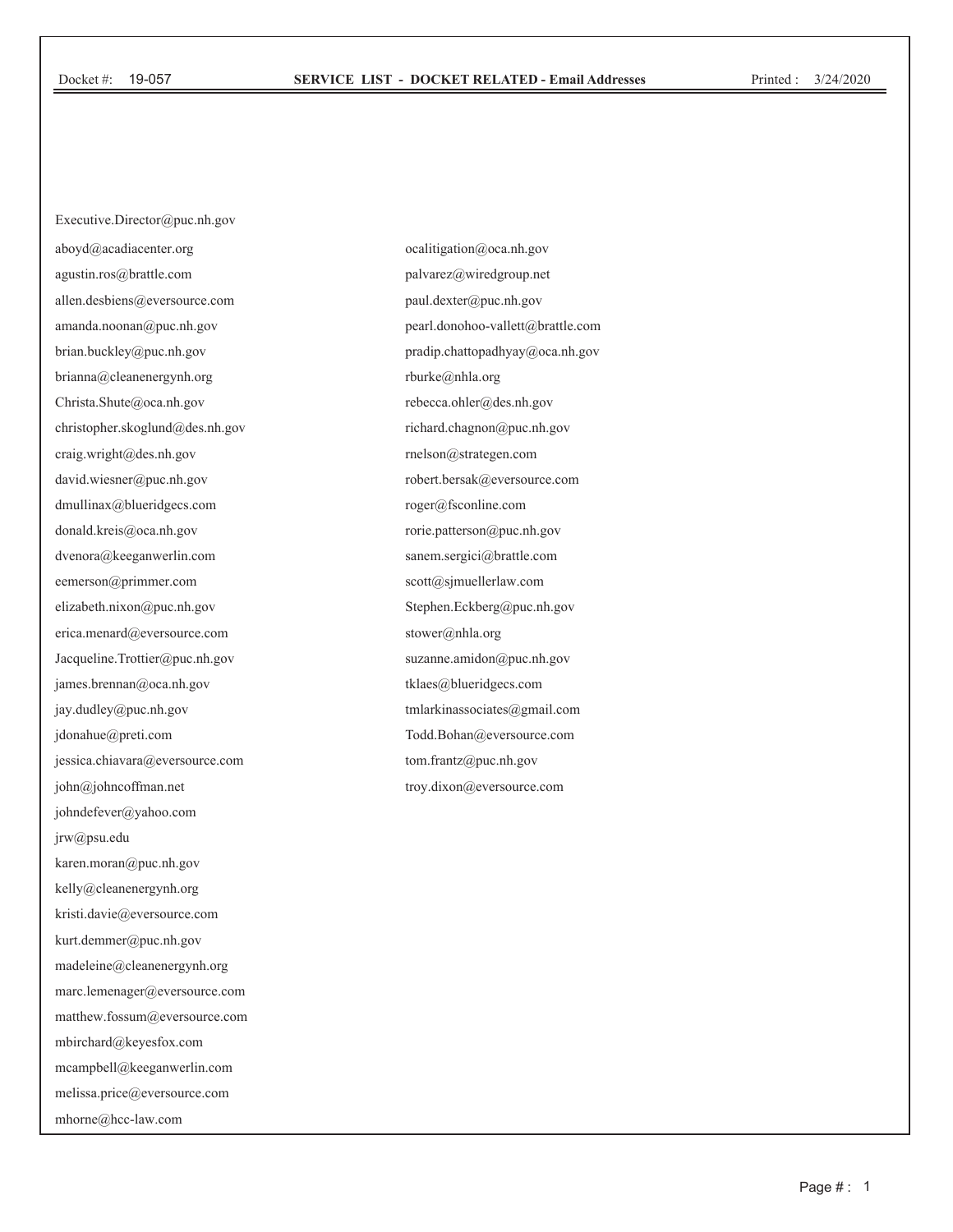Docket #: 19-057 **SERVICE LIST - DOCKET RELATED - Email Addresses** Printed : 3/24/2020

Executive.Director@puc.nh.gov

aboyd@acadiacenter.org
agustin.ros@brattle.com
allen.desbiens@eversource.com
amanda.noonan@puc.nh.gov
brian.buckley@puc.nh.gov
brianna@cleanenergynh.org
Christa.Shute@oca.nh.gov
christopher.skoglund@des.nh.gov
craig.wright@des.nh.gov
david.wiesner@puc.nh.gov
dmullinax@blueridgecs.com
donald.kreis@oca.nh.gov
dvenora@keeganwerlin.com
eemerson@primmer.com
elizabeth.nixon@puc.nh.gov
erica.menard@eversource.com
Jacqueline.Trottier@puc.nh.gov
james.brennan@oca.nh.gov
jay.dudley@puc.nh.gov
jdonahue@preti.com
jessica.chiavara@eversource.com
john@johncoffman.net
johndefever@yahoo.com
jrw@psu.edu
karen.moran@puc.nh.gov
kelly@cleanenergynh.org
kristi.davie@eversource.com
kurt.demmer@puc.nh.gov
madeleine@cleanenergynh.org
marc.lemenager@eversource.com
matthew.fossum@eversource.com
mbirchard@keyesfox.com
mcampbell@keeganwerlin.com
melissa.price@eversource.com
mhorne@hcc-law.com
ocalitigation@oca.nh.gov
palvarez@wiredgroup.net
paul.dexter@puc.nh.gov
pearl.donohoo-vallett@brattle.com
pradip.chattopadhyay@oca.nh.gov
rburke@nhla.org
rebecca.ohler@des.nh.gov
richard.chagnon@puc.nh.gov
rnelson@strategen.com
robert.bersak@eversource.com
roger@fsconline.com
rorie.patterson@puc.nh.gov
sanem.sergici@brattle.com
scott@sjmuellerlaw.com
Stephen.Eckberg@puc.nh.gov
stower@nhla.org
suzanne.amidon@puc.nh.gov
tklaes@blueridgecs.com
tmlarkinassociates@gmail.com
Todd.Bohan@eversource.com
tom.frantz@puc.nh.gov
troy.dixon@eversource.com